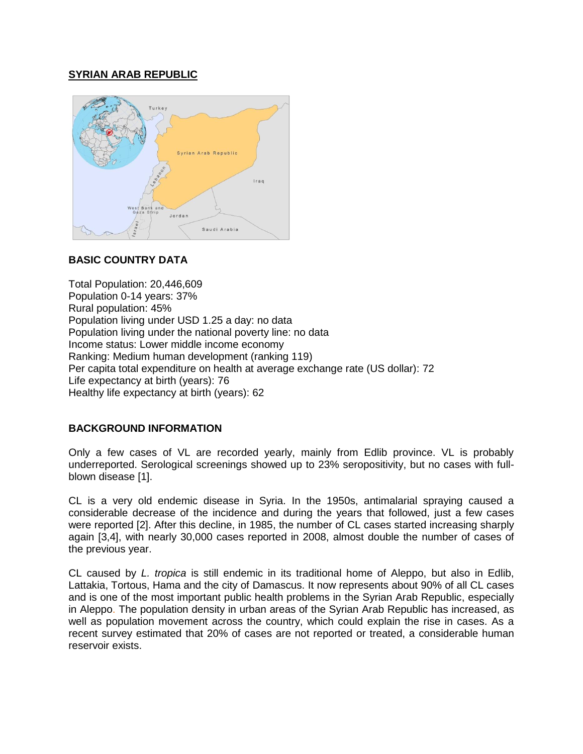## SYRIAN ARAB REPUBLIC

### BASIC COUNTRY DATA

Total Population: 20,446,609
Population 0-14 years: 37%
Rural population: 45%
Population living under USD 1.25 a day: no data
Population living under the national poverty line: no data
Income status: Lower middle income economy
Ranking: Medium human development (ranking 119)
Per capita total expenditure on health at average exchange rate (US dollar): 72
Life expectancy at birth (years): 76
Healthy life expectancy at birth (years): 62

### BACKGROUND INFORMATION

Only a few cases of VL are recorded yearly, mainly from Edlib province. VL is probably underreported. Serological screenings showed up to 23% seropositivity, but no cases with full-blown disease [1].

CL is a very old endemic disease in Syria. In the 1950s, antimalarial spraying caused a considerable decrease of the incidence and during the years that followed, just a few cases were reported [2]. After this decline, in 1985, the number of CL cases started increasing sharply again [3,4], with nearly 30,000 cases reported in 2008, almost double the number of cases of the previous year.

CL caused by *L. tropica* is still endemic in its traditional home of Aleppo, but also in Edlib, Lattakia, Tortous, Hama and the city of Damascus. It now represents about 90% of all CL cases and is one of the most important public health problems in the Syrian Arab Republic, especially in Aleppo. The population density in urban areas of the Syrian Arab Republic has increased, as well as population movement across the country, which could explain the rise in cases. As a recent survey estimated that 20% of cases are not reported or treated, a considerable human reservoir exists.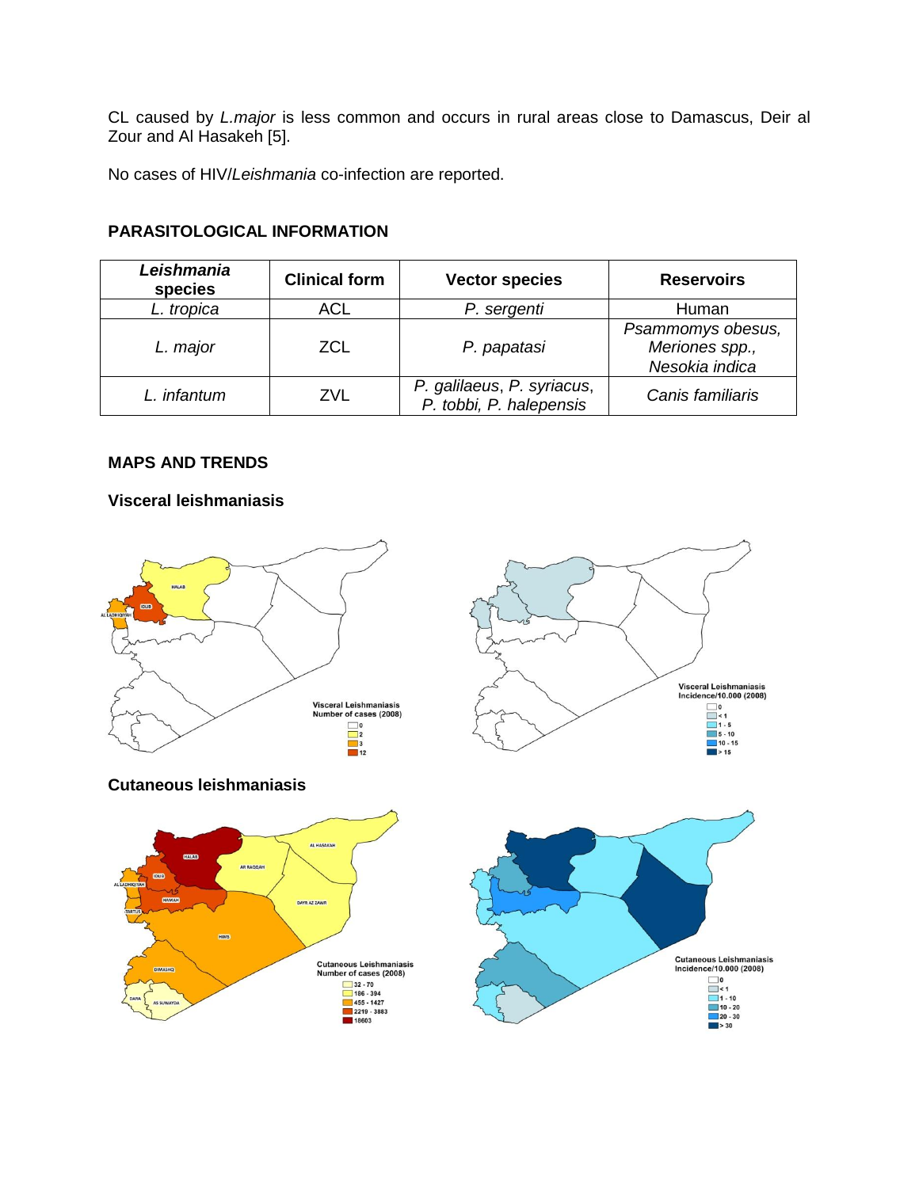CL caused by *L.major* is less common and occurs in rural areas close to Damascus, Deir al Zour and Al Hasakeh [5].

No cases of HIV/*Leishmania* co-infection are reported.

## PARASITOLOGICAL INFORMATION

| *Leishmania* species | Clinical form | Vector species | Reservoirs |
|---|---|---|---|
| *L. tropica* | ACL | *P. sergenti* | Human |
| *L. major* | ZCL | *P. papatasi* | *Psammomys obesus, Meriones spp., Nesokia indica* |
| *L. infantum* | ZVL | *P. galilaeus*, *P. syriacus*, *P. tobbi, P. halepensis* | *Canis familiaris* |

## MAPS AND TRENDS

### Visceral leishmaniasis

### Cutaneous leishmaniasis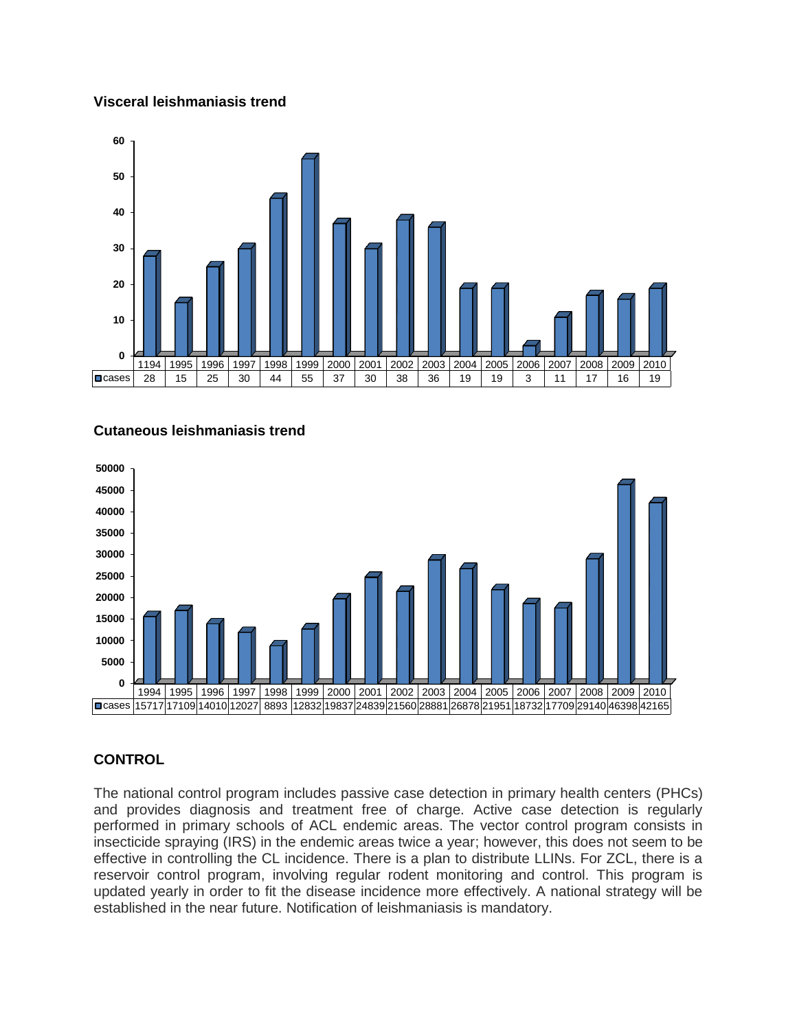**Visceral leishmaniasis trend**

| | 1194 | 1995 | 1996 | 1997 | 1998 | 1999 | 2000 | 2001 | 2002 | 2003 | 2004 | 2005 | 2006 | 2007 | 2008 | 2009 | 2010 |
|---|---|---|---|---|---|---|---|---|---|---|---|---|---|---|---|---|---|
| cases | 28 | 15 | 25 | 30 | 44 | 55 | 37 | 30 | 38 | 36 | 19 | 19 | 3 | 11 | 17 | 16 | 19 |

**Cutaneous leishmaniasis trend**

| | 1994 | 1995 | 1996 | 1997 | 1998 | 1999 | 2000 | 2001 | 2002 | 2003 | 2004 | 2005 | 2006 | 2007 | 2008 | 2009 | 2010 |
|---|---|---|---|---|---|---|---|---|---|---|---|---|---|---|---|---|---|
| cases | 15717 | 17109 | 14010 | 12027 | 8893 | 12832 | 19837 | 24839 | 21560 | 28881 | 26878 | 21951 | 18732 | 17709 | 29140 | 46398 | 42165 |

## CONTROL

The national control program includes passive case detection in primary health centers (PHCs) and provides diagnosis and treatment free of charge. Active case detection is regularly performed in primary schools of ACL endemic areas. The vector control program consists in insecticide spraying (IRS) in the endemic areas twice a year; however, this does not seem to be effective in controlling the CL incidence. There is a plan to distribute LLINs. For ZCL, there is a reservoir control program, involving regular rodent monitoring and control. This program is updated yearly in order to fit the disease incidence more effectively. A national strategy will be established in the near future. Notification of leishmaniasis is mandatory.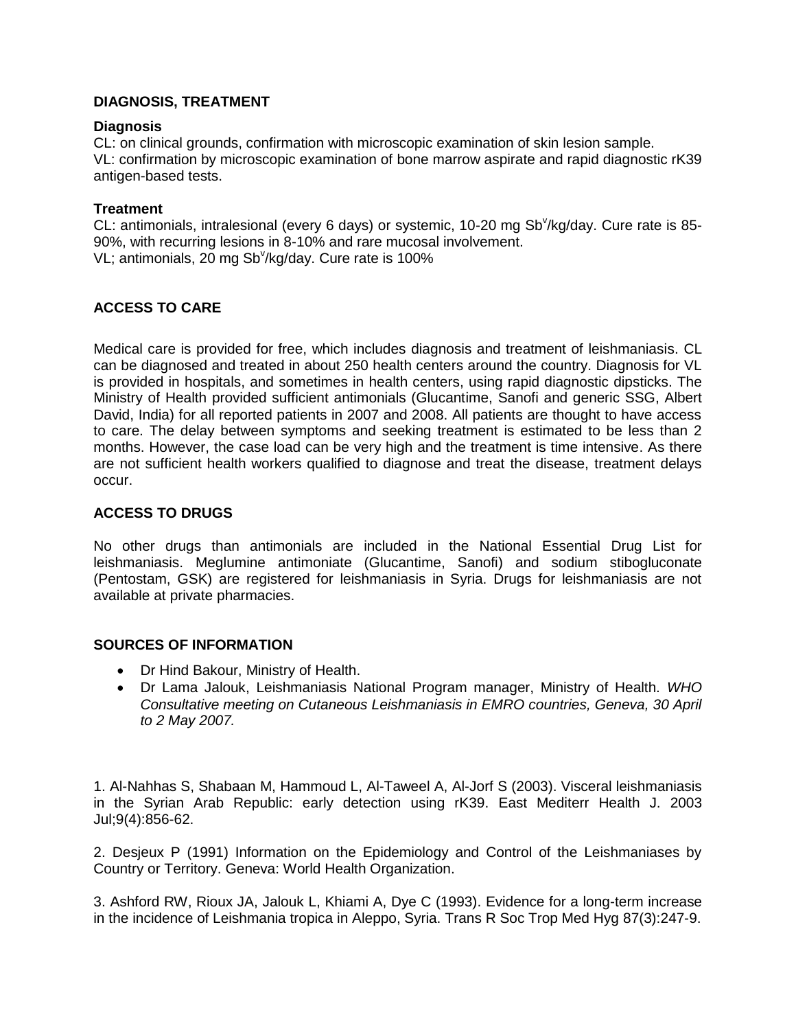## DIAGNOSIS, TREATMENT

### Diagnosis

CL: on clinical grounds, confirmation with microscopic examination of skin lesion sample.
VL: confirmation by microscopic examination of bone marrow aspirate and rapid diagnostic rK39 antigen-based tests.

### Treatment

CL: antimonials, intralesional (every 6 days) or systemic, 10-20 mg $Sb^v$/kg/day. Cure rate is 85-90%, with recurring lesions in 8-10% and rare mucosal involvement.
VL; antimonials, 20 mg $Sb^v$/kg/day. Cure rate is 100%

## ACCESS TO CARE

Medical care is provided for free, which includes diagnosis and treatment of leishmaniasis. CL can be diagnosed and treated in about 250 health centers around the country. Diagnosis for VL is provided in hospitals, and sometimes in health centers, using rapid diagnostic dipsticks. The Ministry of Health provided sufficient antimonials (Glucantime, Sanofi and generic SSG, Albert David, India) for all reported patients in 2007 and 2008. All patients are thought to have access to care. The delay between symptoms and seeking treatment is estimated to be less than 2 months. However, the case load can be very high and the treatment is time intensive. As there are not sufficient health workers qualified to diagnose and treat the disease, treatment delays occur.

## ACCESS TO DRUGS

No other drugs than antimonials are included in the National Essential Drug List for leishmaniasis. Meglumine antimoniate (Glucantime, Sanofi) and sodium stibogluconate (Pentostam, GSK) are registered for leishmaniasis in Syria. Drugs for leishmaniasis are not available at private pharmacies.

## SOURCES OF INFORMATION

- Dr Hind Bakour, Ministry of Health.
- Dr Lama Jalouk, Leishmaniasis National Program manager, Ministry of Health. *WHO Consultative meeting on Cutaneous Leishmaniasis in EMRO countries, Geneva, 30 April to 2 May 2007.*

1. Al-Nahhas S, Shabaan M, Hammoud L, Al-Taweel A, Al-Jorf S (2003). Visceral leishmaniasis in the Syrian Arab Republic: early detection using rK39. East Mediterr Health J. 2003 Jul;9(4):856-62.

2. Desjeux P (1991) Information on the Epidemiology and Control of the Leishmaniases by Country or Territory. Geneva: World Health Organization.

3. Ashford RW, Rioux JA, Jalouk L, Khiami A, Dye C (1993). Evidence for a long-term increase in the incidence of Leishmania tropica in Aleppo, Syria. Trans R Soc Trop Med Hyg 87(3):247-9.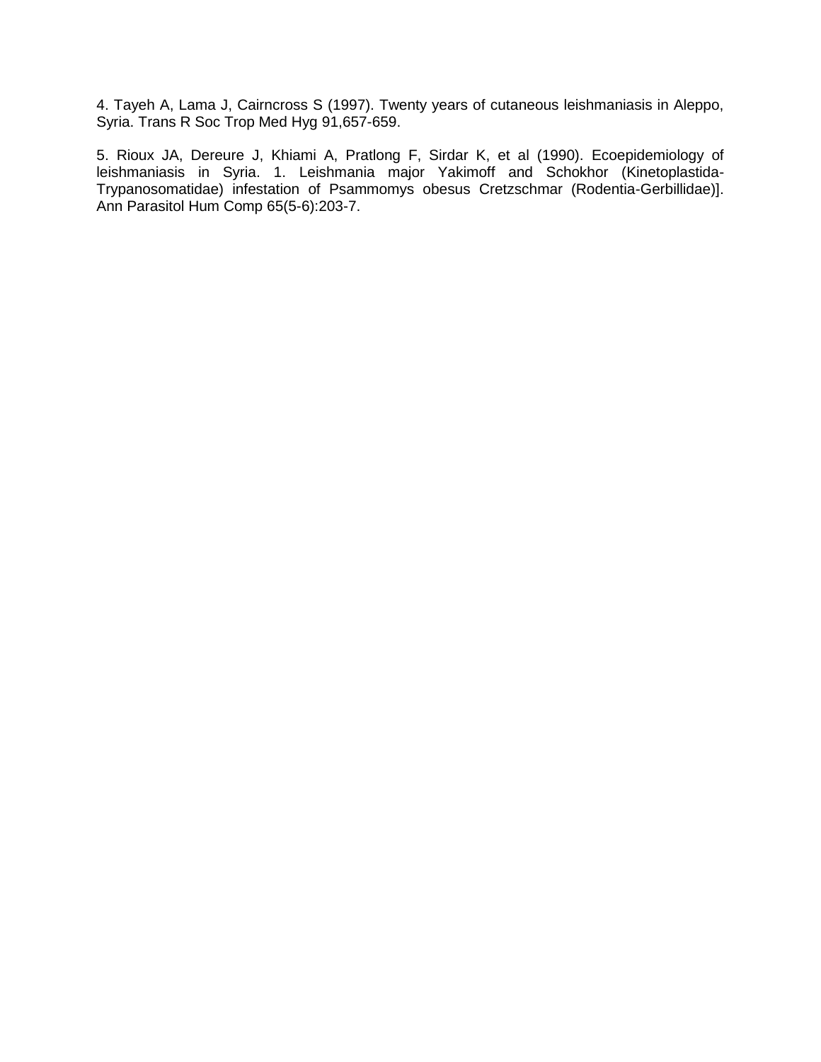4. Tayeh A, Lama J, Cairncross S (1997). Twenty years of cutaneous leishmaniasis in Aleppo, Syria. Trans R Soc Trop Med Hyg 91,657-659.

5. Rioux JA, Dereure J, Khiami A, Pratlong F, Sirdar K, et al (1990). Ecoepidemiology of leishmaniasis in Syria. 1. Leishmania major Yakimoff and Schokhor (Kinetoplastida-Trypanosomatidae) infestation of Psammomys obesus Cretzschmar (Rodentia-Gerbillidae)]. Ann Parasitol Hum Comp 65(5-6):203-7.